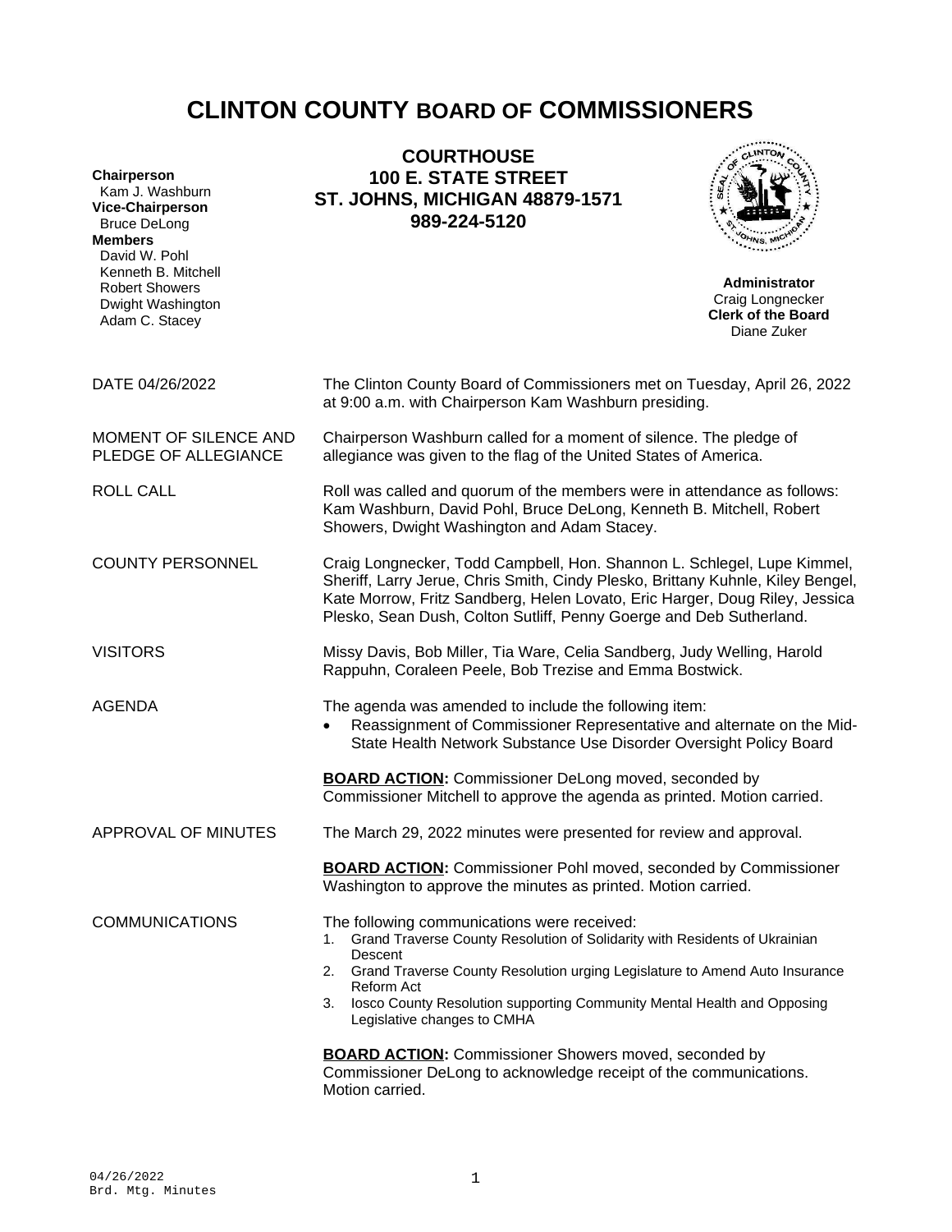# CLINTON COUNTY BOARD OF COMMISSIONERS

**Chairperson**
Kam J. Washburn
**Vice-Chairperson**
Bruce DeLong
**Members**
David W. Pohl
Kenneth B. Mitchell
Robert Showers
Dwight Washington
Adam C. Stacey

**COURTHOUSE**
**100 E. STATE STREET**
**ST. JOHNS, MICHIGAN 48879-1571**
**989-224-5120**

**Administrator**
Craig Longnecker
**Clerk of the Board**
Diane Zuker

DATE 04/26/2022

The Clinton County Board of Commissioners met on Tuesday, April 26, 2022 at 9:00 a.m. with Chairperson Kam Washburn presiding.

MOMENT OF SILENCE AND PLEDGE OF ALLEGIANCE

Chairperson Washburn called for a moment of silence. The pledge of allegiance was given to the flag of the United States of America.

ROLL CALL

Roll was called and quorum of the members were in attendance as follows: Kam Washburn, David Pohl, Bruce DeLong, Kenneth B. Mitchell, Robert Showers, Dwight Washington and Adam Stacey.

COUNTY PERSONNEL

Craig Longnecker, Todd Campbell, Hon. Shannon L. Schlegel, Lupe Kimmel, Sheriff, Larry Jerue, Chris Smith, Cindy Plesko, Brittany Kuhnle, Kiley Bengel, Kate Morrow, Fritz Sandberg, Helen Lovato, Eric Harger, Doug Riley, Jessica Plesko, Sean Dush, Colton Sutliff, Penny Goerge and Deb Sutherland.

VISITORS

Missy Davis, Bob Miller, Tia Ware, Celia Sandberg, Judy Welling, Harold Rappuhn, Coraleen Peele, Bob Trezise and Emma Bostwick.

AGENDA

The agenda was amended to include the following item:

- Reassignment of Commissioner Representative and alternate on the Mid-State Health Network Substance Use Disorder Oversight Policy Board

**BOARD ACTION:** Commissioner DeLong moved, seconded by Commissioner Mitchell to approve the agenda as printed. Motion carried.

APPROVAL OF MINUTES

The March 29, 2022 minutes were presented for review and approval.

**BOARD ACTION:** Commissioner Pohl moved, seconded by Commissioner Washington to approve the minutes as printed. Motion carried.

COMMUNICATIONS

The following communications were received:

1. Grand Traverse County Resolution of Solidarity with Residents of Ukrainian Descent
2. Grand Traverse County Resolution urging Legislature to Amend Auto Insurance Reform Act
3. Iosco County Resolution supporting Community Mental Health and Opposing Legislative changes to CMHA

**BOARD ACTION:** Commissioner Showers moved, seconded by Commissioner DeLong to acknowledge receipt of the communications. Motion carried.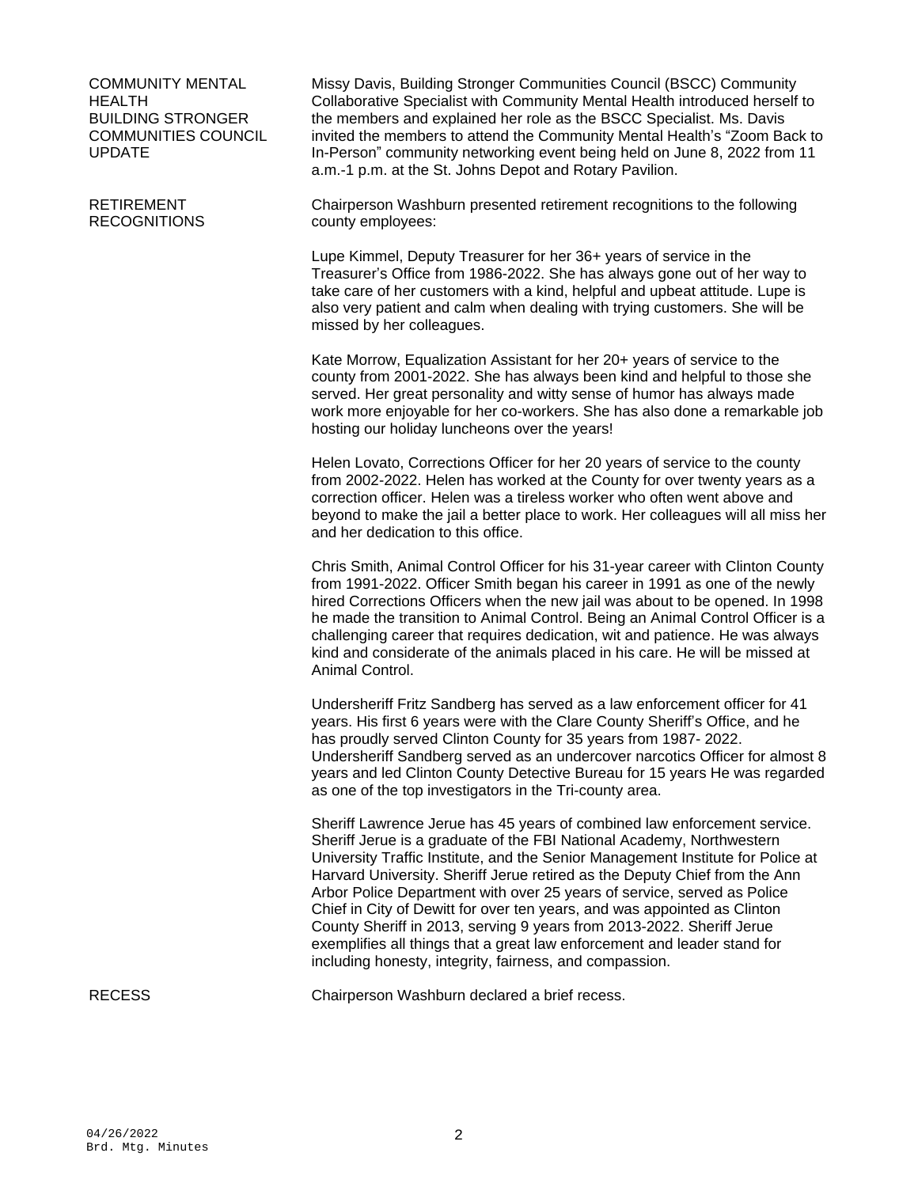**COMMUNITY MENTAL HEALTH BUILDING STRONGER COMMUNITIES COUNCIL UPDATE**

Missy Davis, Building Stronger Communities Council (BSCC) Community Collaborative Specialist with Community Mental Health introduced herself to the members and explained her role as the BSCC Specialist. Ms. Davis invited the members to attend the Community Mental Health's "Zoom Back to In-Person" community networking event being held on June 8, 2022 from 11 a.m.-1 p.m. at the St. Johns Depot and Rotary Pavilion.

**RETIREMENT RECOGNITIONS**

Chairperson Washburn presented retirement recognitions to the following county employees:

Lupe Kimmel, Deputy Treasurer for her 36+ years of service in the Treasurer's Office from 1986-2022. She has always gone out of her way to take care of her customers with a kind, helpful and upbeat attitude. Lupe is also very patient and calm when dealing with trying customers. She will be missed by her colleagues.

Kate Morrow, Equalization Assistant for her 20+ years of service to the county from 2001-2022. She has always been kind and helpful to those she served. Her great personality and witty sense of humor has always made work more enjoyable for her co-workers. She has also done a remarkable job hosting our holiday luncheons over the years!

Helen Lovato, Corrections Officer for her 20 years of service to the county from 2002-2022. Helen has worked at the County for over twenty years as a correction officer. Helen was a tireless worker who often went above and beyond to make the jail a better place to work. Her colleagues will all miss her and her dedication to this office.

Chris Smith, Animal Control Officer for his 31-year career with Clinton County from 1991-2022. Officer Smith began his career in 1991 as one of the newly hired Corrections Officers when the new jail was about to be opened. In 1998 he made the transition to Animal Control. Being an Animal Control Officer is a challenging career that requires dedication, wit and patience. He was always kind and considerate of the animals placed in his care. He will be missed at Animal Control.

Undersheriff Fritz Sandberg has served as a law enforcement officer for 41 years. His first 6 years were with the Clare County Sheriff's Office, and he has proudly served Clinton County for 35 years from 1987- 2022. Undersheriff Sandberg served as an undercover narcotics Officer for almost 8 years and led Clinton County Detective Bureau for 15 years He was regarded as one of the top investigators in the Tri-county area.

Sheriff Lawrence Jerue has 45 years of combined law enforcement service. Sheriff Jerue is a graduate of the FBI National Academy, Northwestern University Traffic Institute, and the Senior Management Institute for Police at Harvard University. Sheriff Jerue retired as the Deputy Chief from the Ann Arbor Police Department with over 25 years of service, served as Police Chief in City of Dewitt for over ten years, and was appointed as Clinton County Sheriff in 2013, serving 9 years from 2013-2022. Sheriff Jerue exemplifies all things that a great law enforcement and leader stand for including honesty, integrity, fairness, and compassion.

**RECESS**

Chairperson Washburn declared a brief recess.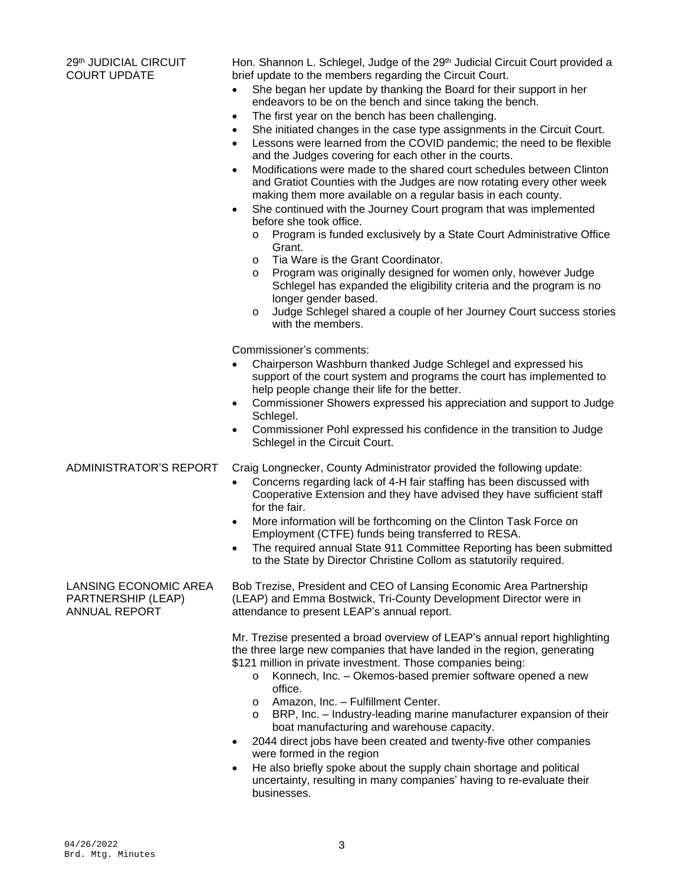**29th JUDICIAL CIRCUIT COURT UPDATE**

Hon. Shannon L. Schlegel, Judge of the 29th Judicial Circuit Court provided a brief update to the members regarding the Circuit Court.

- She began her update by thanking the Board for their support in her endeavors to be on the bench and since taking the bench.
- The first year on the bench has been challenging.
- She initiated changes in the case type assignments in the Circuit Court.
- Lessons were learned from the COVID pandemic; the need to be flexible and the Judges covering for each other in the courts.
- Modifications were made to the shared court schedules between Clinton and Gratiot Counties with the Judges are now rotating every other week making them more available on a regular basis in each county.
- She continued with the Journey Court program that was implemented before she took office.
    - Program is funded exclusively by a State Court Administrative Office Grant.
    - Tia Ware is the Grant Coordinator.
    - Program was originally designed for women only, however Judge Schlegel has expanded the eligibility criteria and the program is no longer gender based.
    - Judge Schlegel shared a couple of her Journey Court success stories with the members.

Commissioner's comments:

- Chairperson Washburn thanked Judge Schlegel and expressed his support of the court system and programs the court has implemented to help people change their life for the better.
- Commissioner Showers expressed his appreciation and support to Judge Schlegel.
- Commissioner Pohl expressed his confidence in the transition to Judge Schlegel in the Circuit Court.

**ADMINISTRATOR'S REPORT**

Craig Longnecker, County Administrator provided the following update:

- Concerns regarding lack of 4-H fair staffing has been discussed with Cooperative Extension and they have advised they have sufficient staff for the fair.
- More information will be forthcoming on the Clinton Task Force on Employment (CTFE) funds being transferred to RESA.
- The required annual State 911 Committee Reporting has been submitted to the State by Director Christine Collom as statutorily required.

**LANSING ECONOMIC AREA PARTNERSHIP (LEAP) ANNUAL REPORT**

Bob Trezise, President and CEO of Lansing Economic Area Partnership (LEAP) and Emma Bostwick, Tri-County Development Director were in attendance to present LEAP's annual report.

Mr. Trezise presented a broad overview of LEAP's annual report highlighting the three large new companies that have landed in the region, generating $121 million in private investment. Those companies being:

- Konnech, Inc. – Okemos-based premier software opened a new office.
- Amazon, Inc. – Fulfillment Center.
- BRP, Inc. – Industry-leading marine manufacturer expansion of their boat manufacturing and warehouse capacity.

- 2044 direct jobs have been created and twenty-five other companies were formed in the region
- He also briefly spoke about the supply chain shortage and political uncertainty, resulting in many companies' having to re-evaluate their businesses.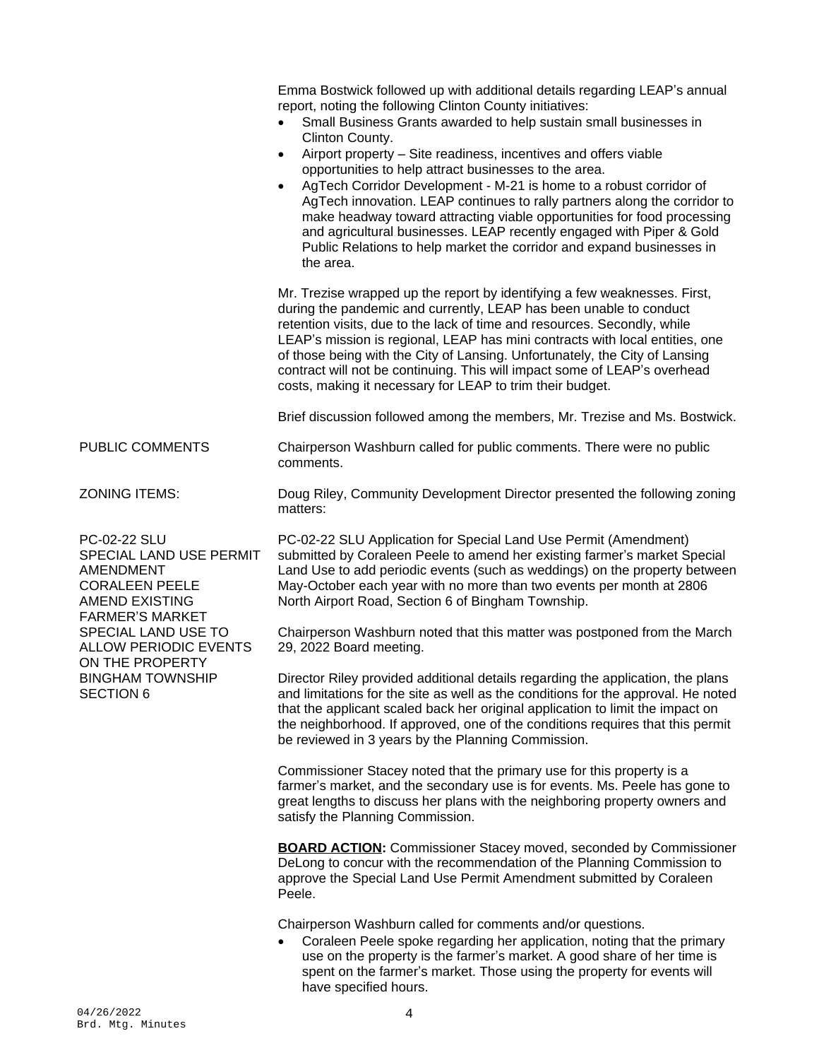Emma Bostwick followed up with additional details regarding LEAP's annual report, noting the following Clinton County initiatives:

- Small Business Grants awarded to help sustain small businesses in Clinton County.
- Airport property – Site readiness, incentives and offers viable opportunities to help attract businesses to the area.
- AgTech Corridor Development - M-21 is home to a robust corridor of AgTech innovation. LEAP continues to rally partners along the corridor to make headway toward attracting viable opportunities for food processing and agricultural businesses. LEAP recently engaged with Piper & Gold Public Relations to help market the corridor and expand businesses in the area.

Mr. Trezise wrapped up the report by identifying a few weaknesses. First, during the pandemic and currently, LEAP has been unable to conduct retention visits, due to the lack of time and resources. Secondly, while LEAP's mission is regional, LEAP has mini contracts with local entities, one of those being with the City of Lansing. Unfortunately, the City of Lansing contract will not be continuing. This will impact some of LEAP's overhead costs, making it necessary for LEAP to trim their budget.

Brief discussion followed among the members, Mr. Trezise and Ms. Bostwick.

PUBLIC COMMENTS

Chairperson Washburn called for public comments. There were no public comments.

ZONING ITEMS:

Doug Riley, Community Development Director presented the following zoning matters:

PC-02-22 SLU
SPECIAL LAND USE PERMIT AMENDMENT
CORALEEN PEELE
AMEND EXISTING FARMER'S MARKET SPECIAL LAND USE TO ALLOW PERIODIC EVENTS ON THE PROPERTY
BINGHAM TOWNSHIP SECTION 6

PC-02-22 SLU Application for Special Land Use Permit (Amendment) submitted by Coraleen Peele to amend her existing farmer's market Special Land Use to add periodic events (such as weddings) on the property between May-October each year with no more than two events per month at 2806 North Airport Road, Section 6 of Bingham Township.

Chairperson Washburn noted that this matter was postponed from the March 29, 2022 Board meeting.

Director Riley provided additional details regarding the application, the plans and limitations for the site as well as the conditions for the approval. He noted that the applicant scaled back her original application to limit the impact on the neighborhood. If approved, one of the conditions requires that this permit be reviewed in 3 years by the Planning Commission.

Commissioner Stacey noted that the primary use for this property is a farmer's market, and the secondary use is for events. Ms. Peele has gone to great lengths to discuss her plans with the neighboring property owners and satisfy the Planning Commission.

**BOARD ACTION:** Commissioner Stacey moved, seconded by Commissioner DeLong to concur with the recommendation of the Planning Commission to approve the Special Land Use Permit Amendment submitted by Coraleen Peele.

Chairperson Washburn called for comments and/or questions.

- Coraleen Peele spoke regarding her application, noting that the primary use on the property is the farmer's market. A good share of her time is spent on the farmer's market. Those using the property for events will have specified hours.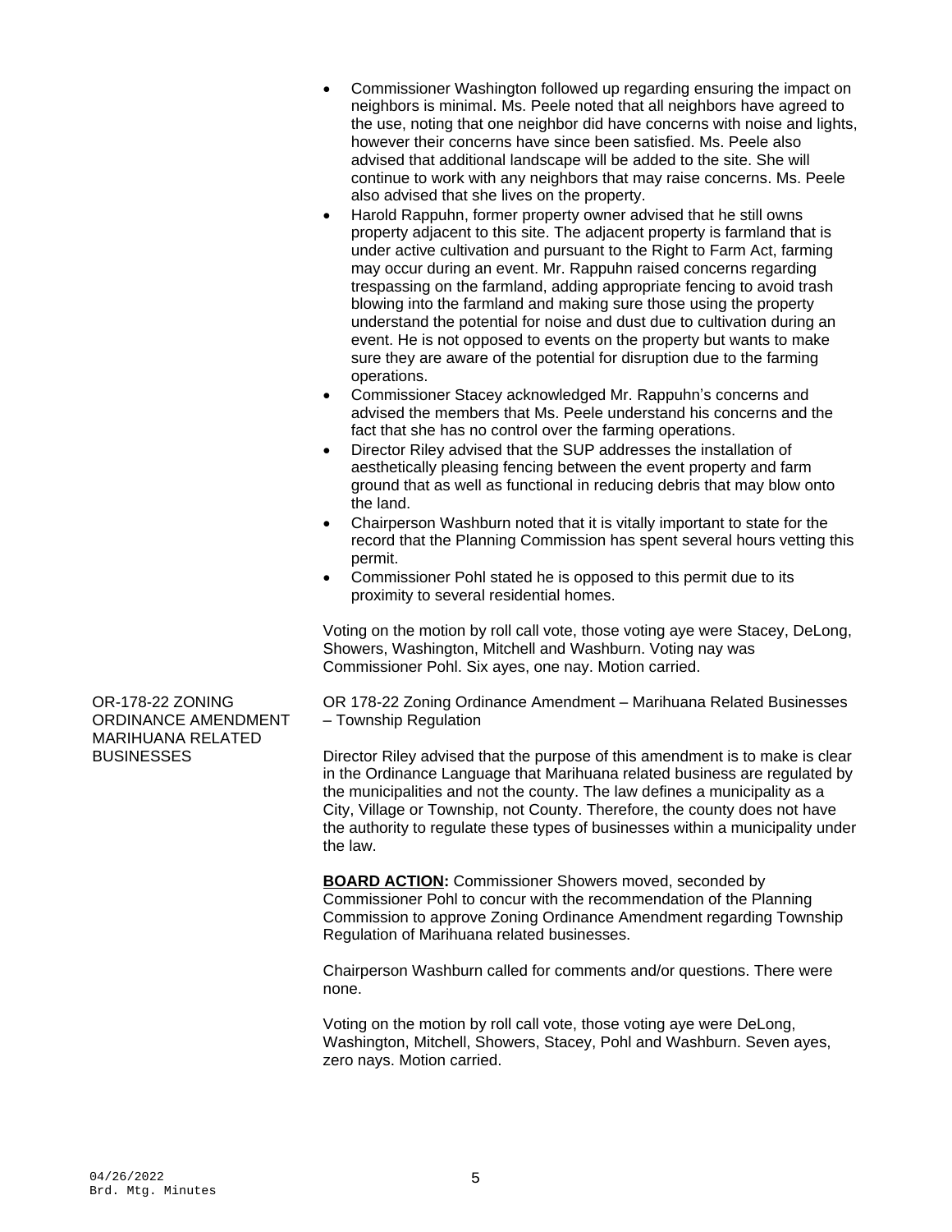- Commissioner Washington followed up regarding ensuring the impact on neighbors is minimal. Ms. Peele noted that all neighbors have agreed to the use, noting that one neighbor did have concerns with noise and lights, however their concerns have since been satisfied. Ms. Peele also advised that additional landscape will be added to the site. She will continue to work with any neighbors that may raise concerns. Ms. Peele also advised that she lives on the property.
- Harold Rappuhn, former property owner advised that he still owns property adjacent to this site. The adjacent property is farmland that is under active cultivation and pursuant to the Right to Farm Act, farming may occur during an event. Mr. Rappuhn raised concerns regarding trespassing on the farmland, adding appropriate fencing to avoid trash blowing into the farmland and making sure those using the property understand the potential for noise and dust due to cultivation during an event. He is not opposed to events on the property but wants to make sure they are aware of the potential for disruption due to the farming operations.
- Commissioner Stacey acknowledged Mr. Rappuhn's concerns and advised the members that Ms. Peele understand his concerns and the fact that she has no control over the farming operations.
- Director Riley advised that the SUP addresses the installation of aesthetically pleasing fencing between the event property and farm ground that as well as functional in reducing debris that may blow onto the land.
- Chairperson Washburn noted that it is vitally important to state for the record that the Planning Commission has spent several hours vetting this permit.
- Commissioner Pohl stated he is opposed to this permit due to its proximity to several residential homes.

Voting on the motion by roll call vote, those voting aye were Stacey, DeLong, Showers, Washington, Mitchell and Washburn. Voting nay was Commissioner Pohl. Six ayes, one nay. Motion carried.

OR-178-22 ZONING ORDINANCE AMENDMENT MARIHUANA RELATED BUSINESSES

OR 178-22 Zoning Ordinance Amendment – Marihuana Related Businesses – Township Regulation

Director Riley advised that the purpose of this amendment is to make is clear in the Ordinance Language that Marihuana related business are regulated by the municipalities and not the county. The law defines a municipality as a City, Village or Township, not County. Therefore, the county does not have the authority to regulate these types of businesses within a municipality under the law.

**BOARD ACTION:** Commissioner Showers moved, seconded by Commissioner Pohl to concur with the recommendation of the Planning Commission to approve Zoning Ordinance Amendment regarding Township Regulation of Marihuana related businesses.

Chairperson Washburn called for comments and/or questions. There were none.

Voting on the motion by roll call vote, those voting aye were DeLong, Washington, Mitchell, Showers, Stacey, Pohl and Washburn. Seven ayes, zero nays. Motion carried.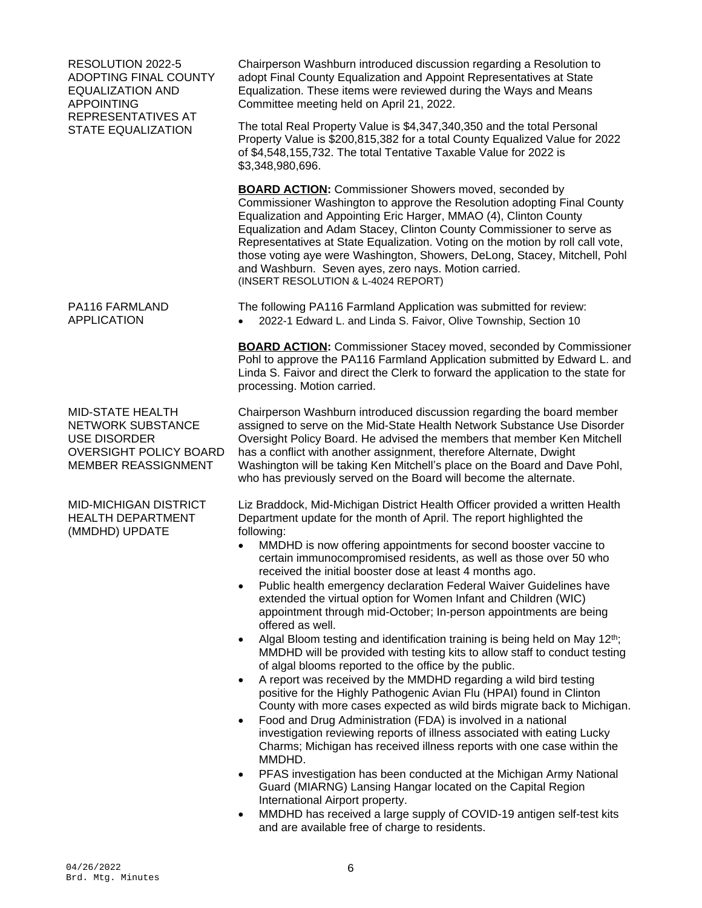**RESOLUTION 2022-5 ADOPTING FINAL COUNTY EQUALIZATION AND APPOINTING REPRESENTATIVES AT STATE EQUALIZATION**

Chairperson Washburn introduced discussion regarding a Resolution to adopt Final County Equalization and Appoint Representatives at State Equalization. These items were reviewed during the Ways and Means Committee meeting held on April 21, 2022.

The total Real Property Value is $4,347,340,350 and the total Personal Property Value is $200,815,382 for a total County Equalized Value for 2022 of $4,548,155,732. The total Tentative Taxable Value for 2022 is $3,348,980,696.

**BOARD ACTION:** Commissioner Showers moved, seconded by Commissioner Washington to approve the Resolution adopting Final County Equalization and Appointing Eric Harger, MMAO (4), Clinton County Equalization and Adam Stacey, Clinton County Commissioner to serve as Representatives at State Equalization. Voting on the motion by roll call vote, those voting aye were Washington, Showers, DeLong, Stacey, Mitchell, Pohl and Washburn. Seven ayes, zero nays. Motion carried.
(INSERT RESOLUTION & L-4024 REPORT)

**PA116 FARMLAND APPLICATION**

The following PA116 Farmland Application was submitted for review:

- 2022-1 Edward L. and Linda S. Faivor, Olive Township, Section 10

**BOARD ACTION:** Commissioner Stacey moved, seconded by Commissioner Pohl to approve the PA116 Farmland Application submitted by Edward L. and Linda S. Faivor and direct the Clerk to forward the application to the state for processing. Motion carried.

**MID-STATE HEALTH NETWORK SUBSTANCE USE DISORDER OVERSIGHT POLICY BOARD MEMBER REASSIGNMENT**

Chairperson Washburn introduced discussion regarding the board member assigned to serve on the Mid-State Health Network Substance Use Disorder Oversight Policy Board. He advised the members that member Ken Mitchell has a conflict with another assignment, therefore Alternate, Dwight Washington will be taking Ken Mitchell's place on the Board and Dave Pohl, who has previously served on the Board will become the alternate.

**MID-MICHIGAN DISTRICT HEALTH DEPARTMENT (MMDHD) UPDATE**

Liz Braddock, Mid-Michigan District Health Officer provided a written Health Department update for the month of April. The report highlighted the following:

- MMDHD is now offering appointments for second booster vaccine to certain immunocompromised residents, as well as those over 50 who received the initial booster dose at least 4 months ago.
- Public health emergency declaration Federal Waiver Guidelines have extended the virtual option for Women Infant and Children (WIC) appointment through mid-October; In-person appointments are being offered as well.
- Algal Bloom testing and identification training is being held on May 12th; MMDHD will be provided with testing kits to allow staff to conduct testing of algal blooms reported to the office by the public.
- A report was received by the MMDHD regarding a wild bird testing positive for the Highly Pathogenic Avian Flu (HPAI) found in Clinton County with more cases expected as wild birds migrate back to Michigan.
- Food and Drug Administration (FDA) is involved in a national investigation reviewing reports of illness associated with eating Lucky Charms; Michigan has received illness reports with one case within the MMDHD.
- PFAS investigation has been conducted at the Michigan Army National Guard (MIARNG) Lansing Hangar located on the Capital Region International Airport property.
- MMDHD has received a large supply of COVID-19 antigen self-test kits and are available free of charge to residents.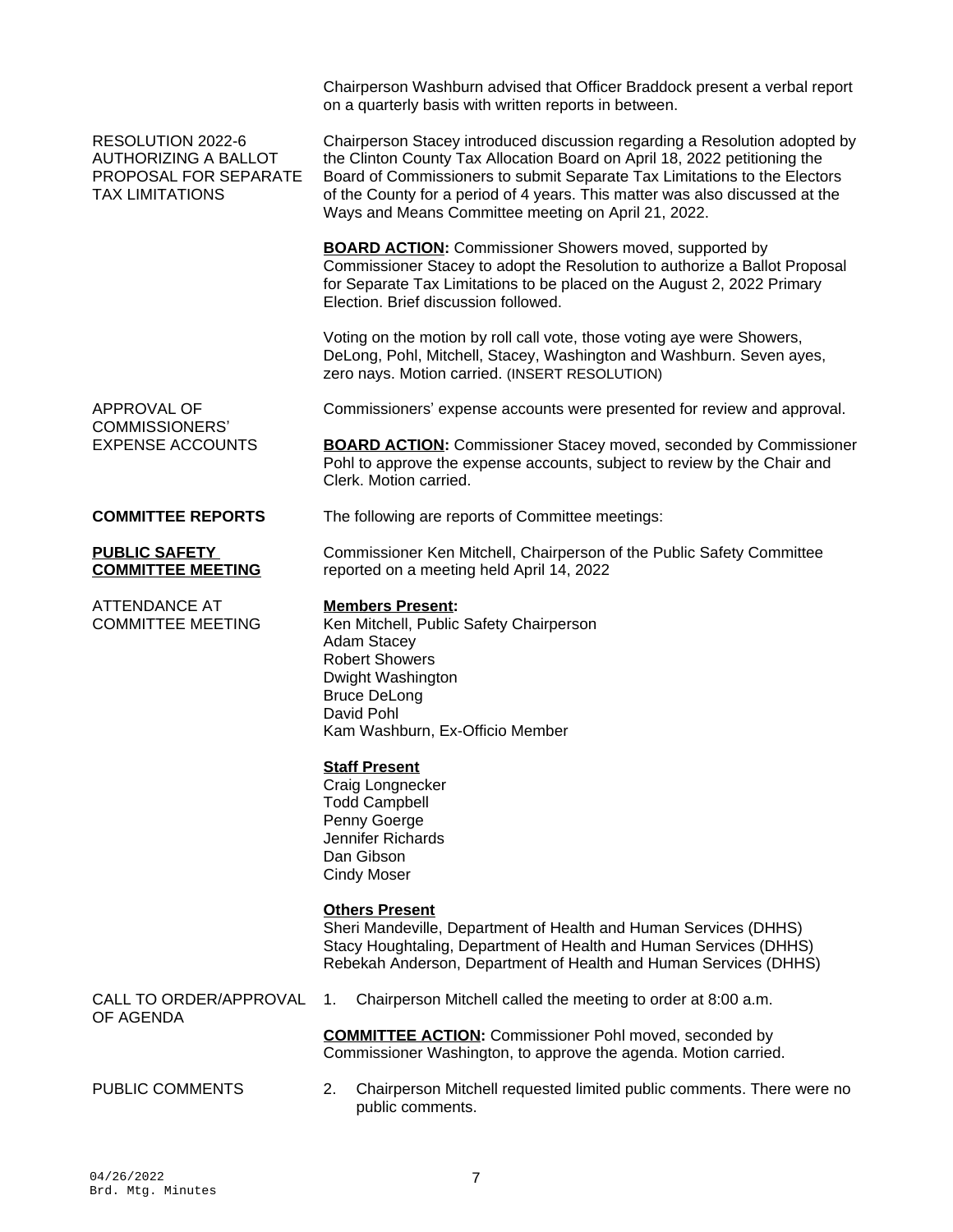Chairperson Washburn advised that Officer Braddock present a verbal report on a quarterly basis with written reports in between.

RESOLUTION 2022-6 AUTHORIZING A BALLOT PROPOSAL FOR SEPARATE TAX LIMITATIONS

Chairperson Stacey introduced discussion regarding a Resolution adopted by the Clinton County Tax Allocation Board on April 18, 2022 petitioning the Board of Commissioners to submit Separate Tax Limitations to the Electors of the County for a period of 4 years. This matter was also discussed at the Ways and Means Committee meeting on April 21, 2022.

**BOARD ACTION:** Commissioner Showers moved, supported by Commissioner Stacey to adopt the Resolution to authorize a Ballot Proposal for Separate Tax Limitations to be placed on the August 2, 2022 Primary Election. Brief discussion followed.

Voting on the motion by roll call vote, those voting aye were Showers, DeLong, Pohl, Mitchell, Stacey, Washington and Washburn. Seven ayes, zero nays. Motion carried. (INSERT RESOLUTION)

APPROVAL OF COMMISSIONERS' EXPENSE ACCOUNTS

Commissioners' expense accounts were presented for review and approval.

**BOARD ACTION:** Commissioner Stacey moved, seconded by Commissioner Pohl to approve the expense accounts, subject to review by the Chair and Clerk. Motion carried.

**COMMITTEE REPORTS**

The following are reports of Committee meetings:

**PUBLIC SAFETY COMMITTEE MEETING**

Commissioner Ken Mitchell, Chairperson of the Public Safety Committee reported on a meeting held April 14, 2022

ATTENDANCE AT COMMITTEE MEETING

**Members Present:**
Ken Mitchell, Public Safety Chairperson
Adam Stacey
Robert Showers
Dwight Washington
Bruce DeLong
David Pohl
Kam Washburn, Ex-Officio Member

**Staff Present**
Craig Longnecker
Todd Campbell
Penny Goerge
Jennifer Richards
Dan Gibson
Cindy Moser

**Others Present**
Sheri Mandeville, Department of Health and Human Services (DHHS)
Stacy Houghtaling, Department of Health and Human Services (DHHS)
Rebekah Anderson, Department of Health and Human Services (DHHS)

CALL TO ORDER/APPROVAL OF AGENDA

1. Chairperson Mitchell called the meeting to order at 8:00 a.m.

**COMMITTEE ACTION:** Commissioner Pohl moved, seconded by Commissioner Washington, to approve the agenda. Motion carried.

PUBLIC COMMENTS

2. Chairperson Mitchell requested limited public comments. There were no public comments.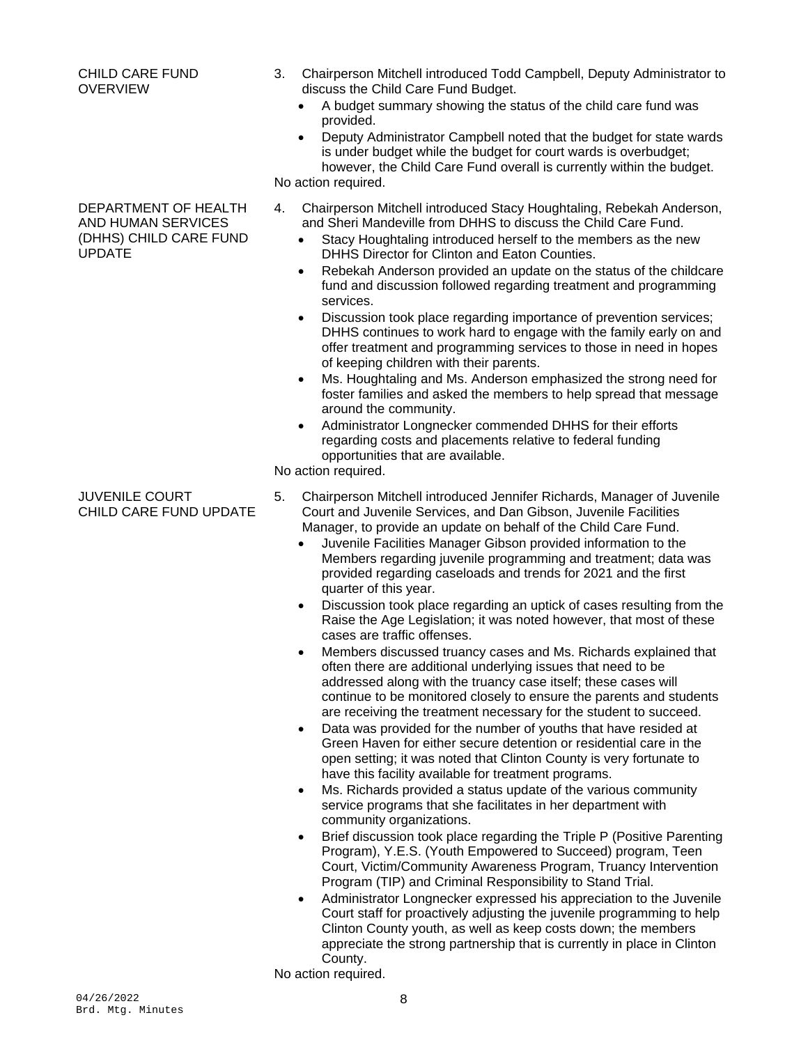**CHILD CARE FUND OVERVIEW**

3. Chairperson Mitchell introduced Todd Campbell, Deputy Administrator to discuss the Child Care Fund Budget.
   - A budget summary showing the status of the child care fund was provided.
   - Deputy Administrator Campbell noted that the budget for state wards is under budget while the budget for court wards is overbudget; however, the Child Care Fund overall is currently within the budget.

No action required.

**DEPARTMENT OF HEALTH AND HUMAN SERVICES (DHHS) CHILD CARE FUND UPDATE**

4. Chairperson Mitchell introduced Stacy Houghtaling, Rebekah Anderson, and Sheri Mandeville from DHHS to discuss the Child Care Fund.
   - Stacy Houghtaling introduced herself to the members as the new DHHS Director for Clinton and Eaton Counties.
   - Rebekah Anderson provided an update on the status of the childcare fund and discussion followed regarding treatment and programming services.
   - Discussion took place regarding importance of prevention services; DHHS continues to work hard to engage with the family early on and offer treatment and programming services to those in need in hopes of keeping children with their parents.
   - Ms. Houghtaling and Ms. Anderson emphasized the strong need for foster families and asked the members to help spread that message around the community.
   - Administrator Longnecker commended DHHS for their efforts regarding costs and placements relative to federal funding opportunities that are available.

No action required.

**JUVENILE COURT CHILD CARE FUND UPDATE**

5. Chairperson Mitchell introduced Jennifer Richards, Manager of Juvenile Court and Juvenile Services, and Dan Gibson, Juvenile Facilities Manager, to provide an update on behalf of the Child Care Fund.
   - Juvenile Facilities Manager Gibson provided information to the Members regarding juvenile programming and treatment; data was provided regarding caseloads and trends for 2021 and the first quarter of this year.
   - Discussion took place regarding an uptick of cases resulting from the Raise the Age Legislation; it was noted however, that most of these cases are traffic offenses.
   - Members discussed truancy cases and Ms. Richards explained that often there are additional underlying issues that need to be addressed along with the truancy case itself; these cases will continue to be monitored closely to ensure the parents and students are receiving the treatment necessary for the student to succeed.
   - Data was provided for the number of youths that have resided at Green Haven for either secure detention or residential care in the open setting; it was noted that Clinton County is very fortunate to have this facility available for treatment programs.
   - Ms. Richards provided a status update of the various community service programs that she facilitates in her department with community organizations.
   - Brief discussion took place regarding the Triple P (Positive Parenting Program), Y.E.S. (Youth Empowered to Succeed) program, Teen Court, Victim/Community Awareness Program, Truancy Intervention Program (TIP) and Criminal Responsibility to Stand Trial.
   - Administrator Longnecker expressed his appreciation to the Juvenile Court staff for proactively adjusting the juvenile programming to help Clinton County youth, as well as keep costs down; the members appreciate the strong partnership that is currently in place in Clinton County.

No action required.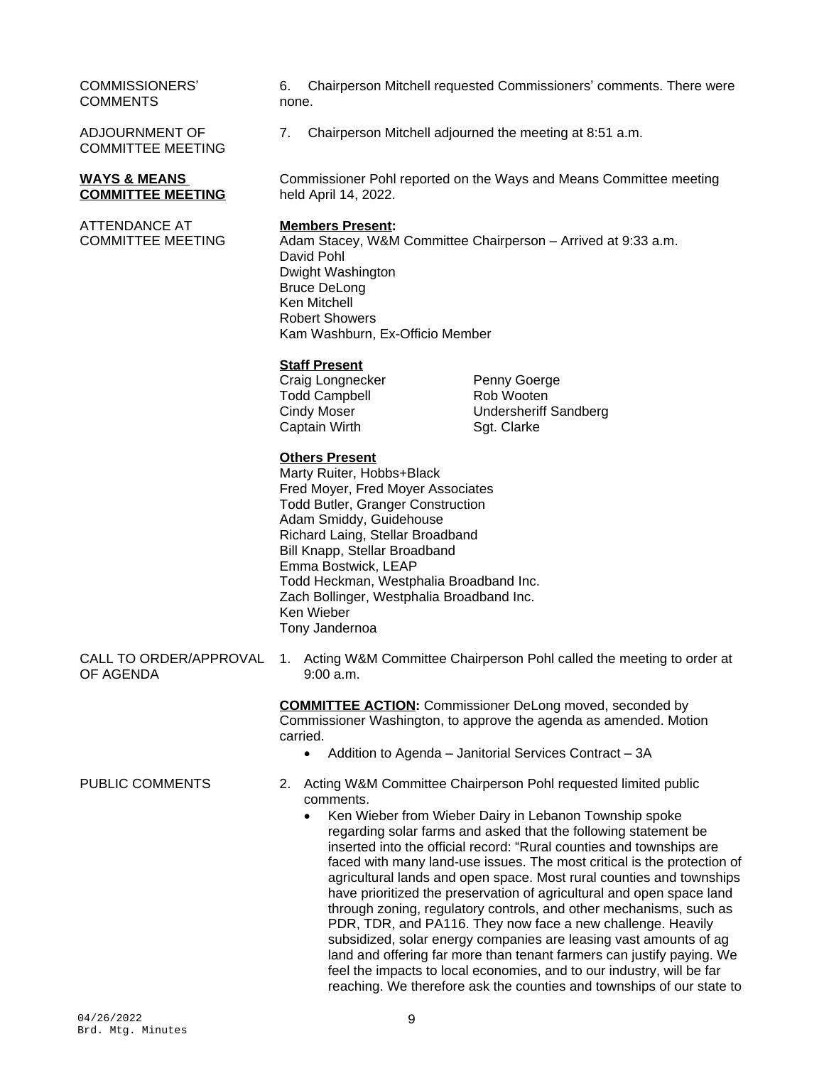COMMISSIONERS' COMMENTS

6. Chairperson Mitchell requested Commissioners' comments. There were none.

ADJOURNMENT OF COMMITTEE MEETING

7. Chairperson Mitchell adjourned the meeting at 8:51 a.m.

**WAYS & MEANS COMMITTEE MEETING**

Commissioner Pohl reported on the Ways and Means Committee meeting held April 14, 2022.

ATTENDANCE AT COMMITTEE MEETING

**Members Present:**
Adam Stacey, W&M Committee Chairperson – Arrived at 9:33 a.m.
David Pohl
Dwight Washington
Bruce DeLong
Ken Mitchell
Robert Showers
Kam Washburn, Ex-Officio Member

**Staff Present**

| | |
|---|---|
| Craig Longnecker | Penny Goerge |
| Todd Campbell | Rob Wooten |
| Cindy Moser | Undersheriff Sandberg |
| Captain Wirth | Sgt. Clarke |

**Others Present**
Marty Ruiter, Hobbs+Black
Fred Moyer, Fred Moyer Associates
Todd Butler, Granger Construction
Adam Smiddy, Guidehouse
Richard Laing, Stellar Broadband
Bill Knapp, Stellar Broadband
Emma Bostwick, LEAP
Todd Heckman, Westphalia Broadband Inc.
Zach Bollinger, Westphalia Broadband Inc.
Ken Wieber
Tony Jandernoa

CALL TO ORDER/APPROVAL OF AGENDA

1. Acting W&M Committee Chairperson Pohl called the meeting to order at 9:00 a.m.

**COMMITTEE ACTION:** Commissioner DeLong moved, seconded by Commissioner Washington, to approve the agenda as amended. Motion carried.

- Addition to Agenda – Janitorial Services Contract – 3A

PUBLIC COMMENTS

2. Acting W&M Committee Chairperson Pohl requested limited public comments.
   - Ken Wieber from Wieber Dairy in Lebanon Township spoke regarding solar farms and asked that the following statement be inserted into the official record: "Rural counties and townships are faced with many land-use issues. The most critical is the protection of agricultural lands and open space. Most rural counties and townships have prioritized the preservation of agricultural and open space land through zoning, regulatory controls, and other mechanisms, such as PDR, TDR, and PA116. They now face a new challenge. Heavily subsidized, solar energy companies are leasing vast amounts of ag land and offering far more than tenant farmers can justify paying. We feel the impacts to local economies, and to our industry, will be far reaching. We therefore ask the counties and townships of our state to

04/26/2022
Brd. Mtg. Minutes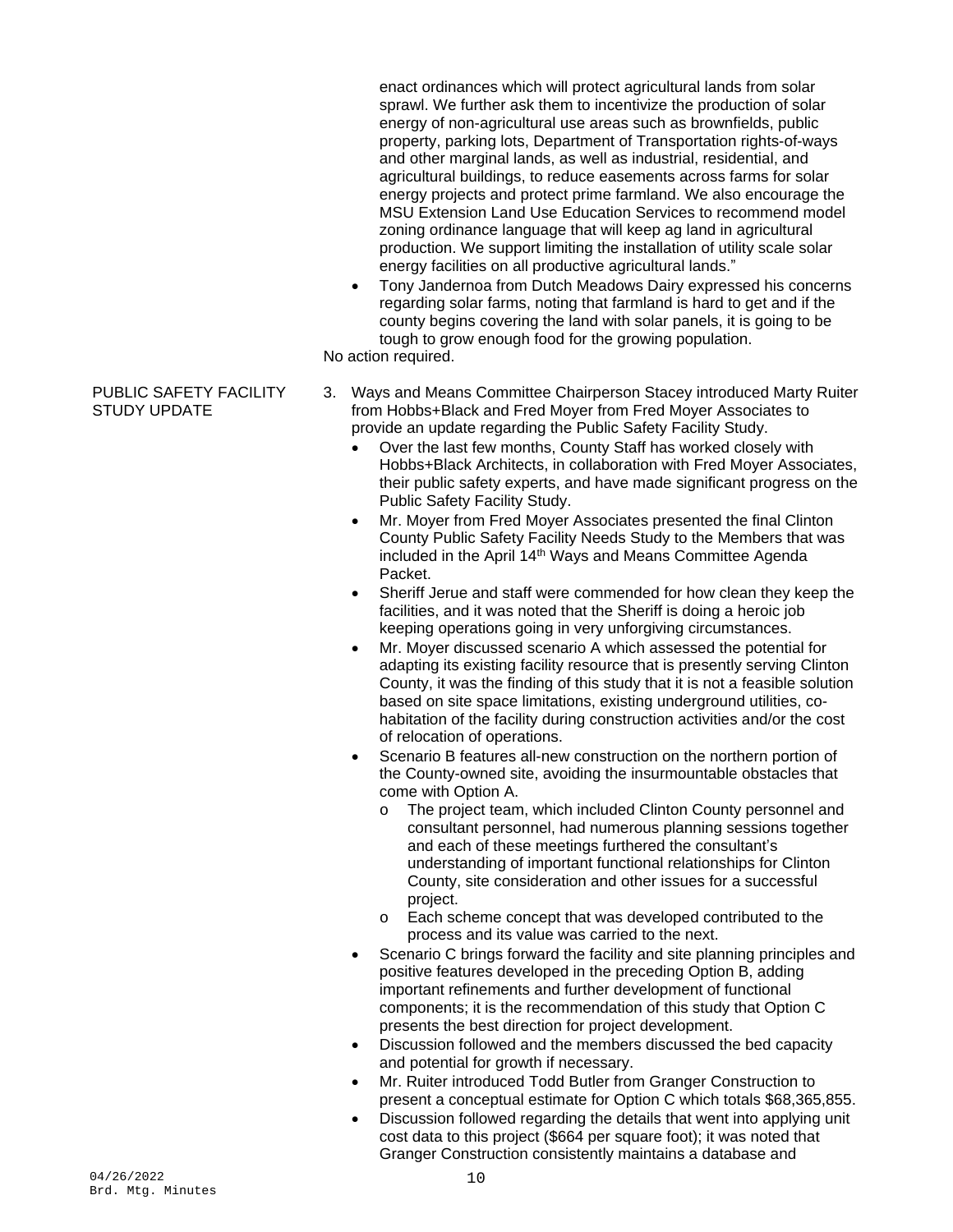enact ordinances which will protect agricultural lands from solar sprawl. We further ask them to incentivize the production of solar energy of non-agricultural use areas such as brownfields, public property, parking lots, Department of Transportation rights-of-ways and other marginal lands, as well as industrial, residential, and agricultural buildings, to reduce easements across farms for solar energy projects and protect prime farmland. We also encourage the MSU Extension Land Use Education Services to recommend model zoning ordinance language that will keep ag land in agricultural production. We support limiting the installation of utility scale solar energy facilities on all productive agricultural lands."

- Tony Jandernoa from Dutch Meadows Dairy expressed his concerns regarding solar farms, noting that farmland is hard to get and if the county begins covering the land with solar panels, it is going to be tough to grow enough food for the growing population.

No action required.

PUBLIC SAFETY FACILITY STUDY UPDATE

3. Ways and Means Committee Chairperson Stacey introduced Marty Ruiter from Hobbs+Black and Fred Moyer from Fred Moyer Associates to provide an update regarding the Public Safety Facility Study.
   - Over the last few months, County Staff has worked closely with Hobbs+Black Architects, in collaboration with Fred Moyer Associates, their public safety experts, and have made significant progress on the Public Safety Facility Study.
   - Mr. Moyer from Fred Moyer Associates presented the final Clinton County Public Safety Facility Needs Study to the Members that was included in the April 14th Ways and Means Committee Agenda Packet.
   - Sheriff Jerue and staff were commended for how clean they keep the facilities, and it was noted that the Sheriff is doing a heroic job keeping operations going in very unforgiving circumstances.
   - Mr. Moyer discussed scenario A which assessed the potential for adapting its existing facility resource that is presently serving Clinton County, it was the finding of this study that it is not a feasible solution based on site space limitations, existing underground utilities, co-habitation of the facility during construction activities and/or the cost of relocation of operations.
   - Scenario B features all-new construction on the northern portion of the County-owned site, avoiding the insurmountable obstacles that come with Option A.
     - The project team, which included Clinton County personnel and consultant personnel, had numerous planning sessions together and each of these meetings furthered the consultant's understanding of important functional relationships for Clinton County, site consideration and other issues for a successful project.
     - Each scheme concept that was developed contributed to the process and its value was carried to the next.
   - Scenario C brings forward the facility and site planning principles and positive features developed in the preceding Option B, adding important refinements and further development of functional components; it is the recommendation of this study that Option C presents the best direction for project development.
   - Discussion followed and the members discussed the bed capacity and potential for growth if necessary.
   - Mr. Ruiter introduced Todd Butler from Granger Construction to present a conceptual estimate for Option C which totals $68,365,855.
   - Discussion followed regarding the details that went into applying unit cost data to this project ($664 per square foot); it was noted that Granger Construction consistently maintains a database and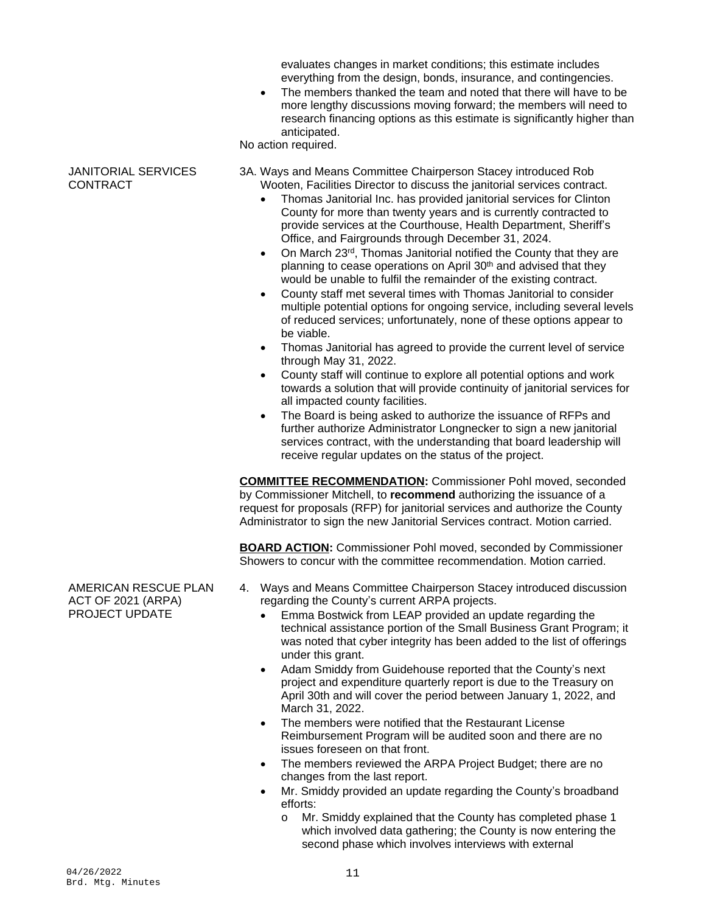evaluates changes in market conditions; this estimate includes everything from the design, bonds, insurance, and contingencies.

- The members thanked the team and noted that there will have to be more lengthy discussions moving forward; the members will need to research financing options as this estimate is significantly higher than anticipated.

No action required.

**JANITORIAL SERVICES CONTRACT**

3A. Ways and Means Committee Chairperson Stacey introduced Rob Wooten, Facilities Director to discuss the janitorial services contract.

- Thomas Janitorial Inc. has provided janitorial services for Clinton County for more than twenty years and is currently contracted to provide services at the Courthouse, Health Department, Sheriff's Office, and Fairgrounds through December 31, 2024.
- On March 23rd, Thomas Janitorial notified the County that they are planning to cease operations on April 30th and advised that they would be unable to fulfil the remainder of the existing contract.
- County staff met several times with Thomas Janitorial to consider multiple potential options for ongoing service, including several levels of reduced services; unfortunately, none of these options appear to be viable.
- Thomas Janitorial has agreed to provide the current level of service through May 31, 2022.
- County staff will continue to explore all potential options and work towards a solution that will provide continuity of janitorial services for all impacted county facilities.
- The Board is being asked to authorize the issuance of RFPs and further authorize Administrator Longnecker to sign a new janitorial services contract, with the understanding that board leadership will receive regular updates on the status of the project.

**COMMITTEE RECOMMENDATION:** Commissioner Pohl moved, seconded by Commissioner Mitchell, to **recommend** authorizing the issuance of a request for proposals (RFP) for janitorial services and authorize the County Administrator to sign the new Janitorial Services contract. Motion carried.

**BOARD ACTION:** Commissioner Pohl moved, seconded by Commissioner Showers to concur with the committee recommendation. Motion carried.

**AMERICAN RESCUE PLAN ACT OF 2021 (ARPA) PROJECT UPDATE**

4. Ways and Means Committee Chairperson Stacey introduced discussion regarding the County's current ARPA projects.
   - Emma Bostwick from LEAP provided an update regarding the technical assistance portion of the Small Business Grant Program; it was noted that cyber integrity has been added to the list of offerings under this grant.
   - Adam Smiddy from Guidehouse reported that the County's next project and expenditure quarterly report is due to the Treasury on April 30th and will cover the period between January 1, 2022, and March 31, 2022.
   - The members were notified that the Restaurant License Reimbursement Program will be audited soon and there are no issues foreseen on that front.
   - The members reviewed the ARPA Project Budget; there are no changes from the last report.
   - Mr. Smiddy provided an update regarding the County's broadband efforts:
     - Mr. Smiddy explained that the County has completed phase 1 which involved data gathering; the County is now entering the second phase which involves interviews with external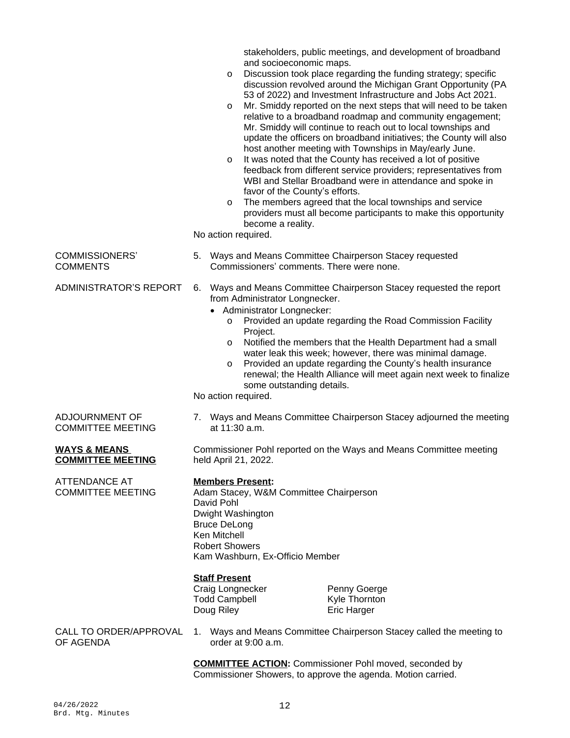stakeholders, public meetings, and development of broadband and socioeconomic maps.
  - Discussion took place regarding the funding strategy; specific discussion revolved around the Michigan Grant Opportunity (PA 53 of 2022) and Investment Infrastructure and Jobs Act 2021.
  - Mr. Smiddy reported on the next steps that will need to be taken relative to a broadband roadmap and community engagement; Mr. Smiddy will continue to reach out to local townships and update the officers on broadband initiatives; the County will also host another meeting with Townships in May/early June.
  - It was noted that the County has received a lot of positive feedback from different service providers; representatives from WBI and Stellar Broadband were in attendance and spoke in favor of the County's efforts.
  - The members agreed that the local townships and service providers must all become participants to make this opportunity become a reality.

No action required.

COMMISSIONERS' COMMENTS

5. Ways and Means Committee Chairperson Stacey requested Commissioners' comments. There were none.

ADMINISTRATOR'S REPORT

6. Ways and Means Committee Chairperson Stacey requested the report from Administrator Longnecker.
   - Administrator Longnecker:
     - Provided an update regarding the Road Commission Facility Project.
     - Notified the members that the Health Department had a small water leak this week; however, there was minimal damage.
     - Provided an update regarding the County's health insurance renewal; the Health Alliance will meet again next week to finalize some outstanding details.

No action required.

ADJOURNMENT OF COMMITTEE MEETING

7. Ways and Means Committee Chairperson Stacey adjourned the meeting at 11:30 a.m.

**WAYS & MEANS COMMITTEE MEETING**

Commissioner Pohl reported on the Ways and Means Committee meeting held April 21, 2022.

ATTENDANCE AT COMMITTEE MEETING

**Members Present:**
Adam Stacey, W&M Committee Chairperson
David Pohl
Dwight Washington
Bruce DeLong
Ken Mitchell
Robert Showers
Kam Washburn, Ex-Officio Member

**Staff Present**

| | |
|---|---|
| Craig Longnecker | Penny Goerge |
| Todd Campbell | Kyle Thornton |
| Doug Riley | Eric Harger |

CALL TO ORDER/APPROVAL OF AGENDA

1. Ways and Means Committee Chairperson Stacey called the meeting to order at 9:00 a.m.

**COMMITTEE ACTION:** Commissioner Pohl moved, seconded by Commissioner Showers, to approve the agenda. Motion carried.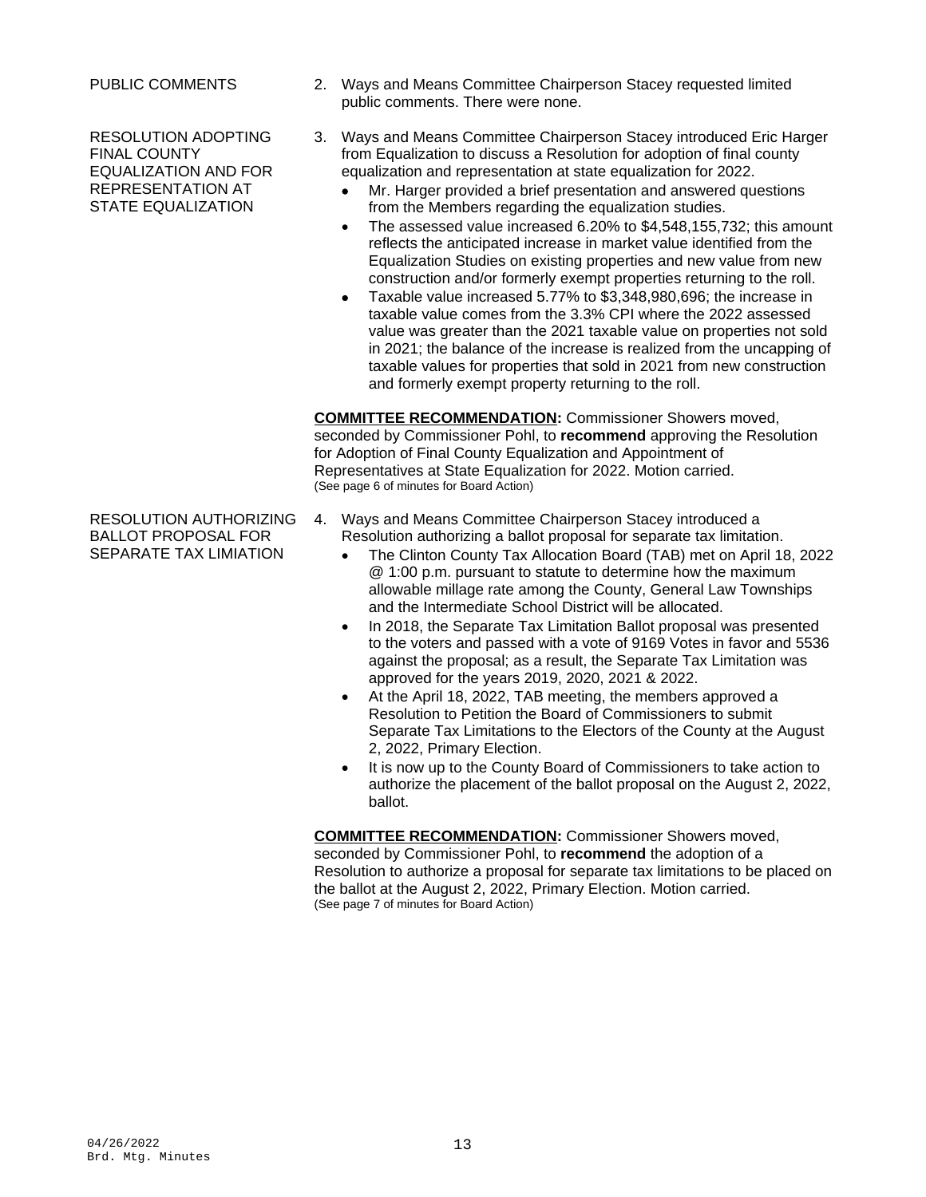PUBLIC COMMENTS

2. Ways and Means Committee Chairperson Stacey requested limited public comments. There were none.

RESOLUTION ADOPTING FINAL COUNTY EQUALIZATION AND FOR REPRESENTATION AT STATE EQUALIZATION

3. Ways and Means Committee Chairperson Stacey introduced Eric Harger from Equalization to discuss a Resolution for adoption of final county equalization and representation at state equalization for 2022.
   - Mr. Harger provided a brief presentation and answered questions from the Members regarding the equalization studies.
   - The assessed value increased 6.20% to $4,548,155,732; this amount reflects the anticipated increase in market value identified from the Equalization Studies on existing properties and new value from new construction and/or formerly exempt properties returning to the roll.
   - Taxable value increased 5.77% to $3,348,980,696; the increase in taxable value comes from the 3.3% CPI where the 2022 assessed value was greater than the 2021 taxable value on properties not sold in 2021; the balance of the increase is realized from the uncapping of taxable values for properties that sold in 2021 from new construction and formerly exempt property returning to the roll.

**COMMITTEE RECOMMENDATION:** Commissioner Showers moved, seconded by Commissioner Pohl, to **recommend** approving the Resolution for Adoption of Final County Equalization and Appointment of Representatives at State Equalization for 2022. Motion carried.
(See page 6 of minutes for Board Action)

RESOLUTION AUTHORIZING BALLOT PROPOSAL FOR SEPARATE TAX LIMIATION

4. Ways and Means Committee Chairperson Stacey introduced a Resolution authorizing a ballot proposal for separate tax limitation.
   - The Clinton County Tax Allocation Board (TAB) met on April 18, 2022 @ 1:00 p.m. pursuant to statute to determine how the maximum allowable millage rate among the County, General Law Townships and the Intermediate School District will be allocated.
   - In 2018, the Separate Tax Limitation Ballot proposal was presented to the voters and passed with a vote of 9169 Votes in favor and 5536 against the proposal; as a result, the Separate Tax Limitation was approved for the years 2019, 2020, 2021 & 2022.
   - At the April 18, 2022, TAB meeting, the members approved a Resolution to Petition the Board of Commissioners to submit Separate Tax Limitations to the Electors of the County at the August 2, 2022, Primary Election.
   - It is now up to the County Board of Commissioners to take action to authorize the placement of the ballot proposal on the August 2, 2022, ballot.

**COMMITTEE RECOMMENDATION:** Commissioner Showers moved, seconded by Commissioner Pohl, to **recommend** the adoption of a Resolution to authorize a proposal for separate tax limitations to be placed on the ballot at the August 2, 2022, Primary Election. Motion carried.
(See page 7 of minutes for Board Action)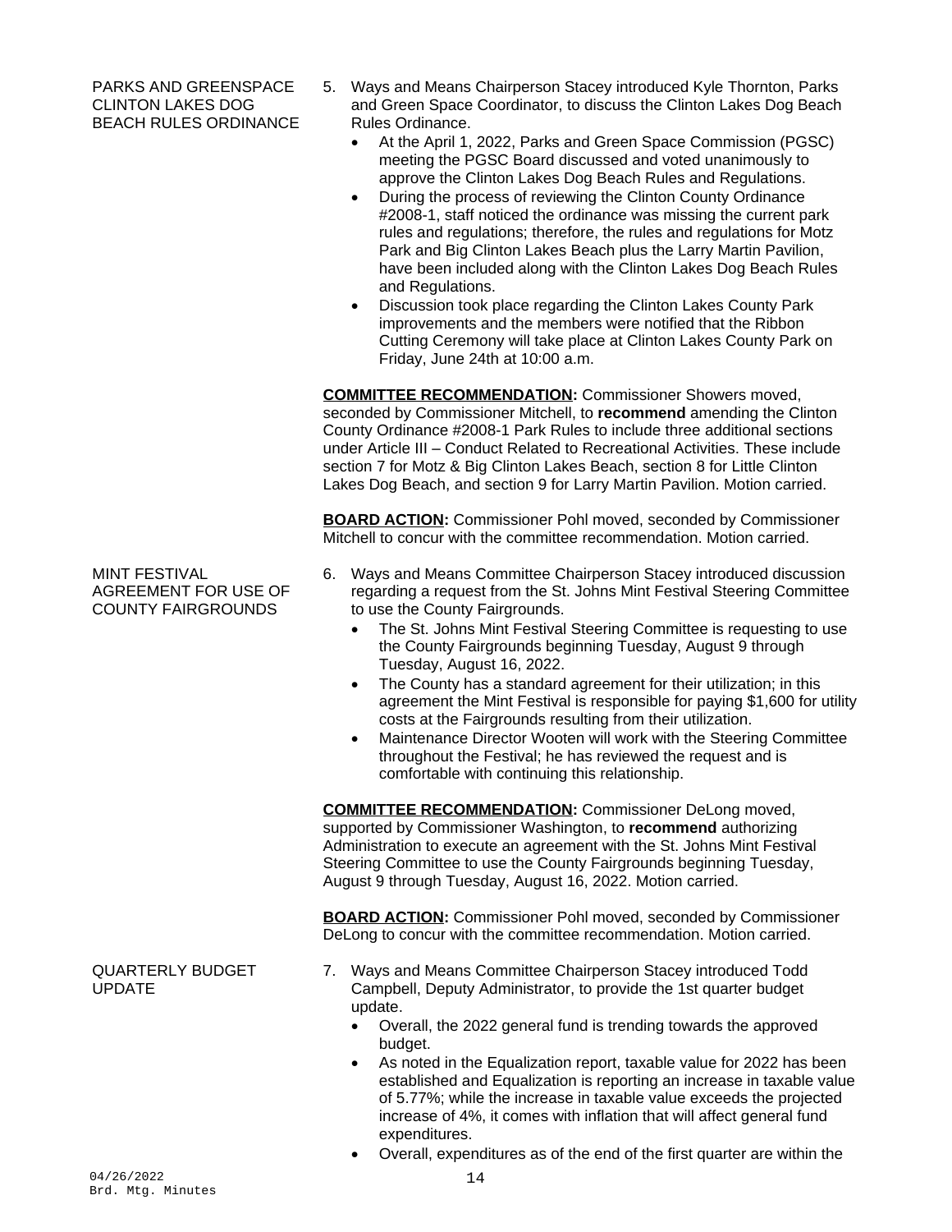PARKS AND GREENSPACE CLINTON LAKES DOG BEACH RULES ORDINANCE

5. Ways and Means Chairperson Stacey introduced Kyle Thornton, Parks and Green Space Coordinator, to discuss the Clinton Lakes Dog Beach Rules Ordinance.
   - At the April 1, 2022, Parks and Green Space Commission (PGSC) meeting the PGSC Board discussed and voted unanimously to approve the Clinton Lakes Dog Beach Rules and Regulations.
   - During the process of reviewing the Clinton County Ordinance #2008-1, staff noticed the ordinance was missing the current park rules and regulations; therefore, the rules and regulations for Motz Park and Big Clinton Lakes Beach plus the Larry Martin Pavilion, have been included along with the Clinton Lakes Dog Beach Rules and Regulations.
   - Discussion took place regarding the Clinton Lakes County Park improvements and the members were notified that the Ribbon Cutting Ceremony will take place at Clinton Lakes County Park on Friday, June 24th at 10:00 a.m.

**COMMITTEE RECOMMENDATION:** Commissioner Showers moved, seconded by Commissioner Mitchell, to **recommend** amending the Clinton County Ordinance #2008-1 Park Rules to include three additional sections under Article III – Conduct Related to Recreational Activities. These include section 7 for Motz & Big Clinton Lakes Beach, section 8 for Little Clinton Lakes Dog Beach, and section 9 for Larry Martin Pavilion. Motion carried.

**BOARD ACTION:** Commissioner Pohl moved, seconded by Commissioner Mitchell to concur with the committee recommendation. Motion carried.

MINT FESTIVAL AGREEMENT FOR USE OF COUNTY FAIRGROUNDS

6. Ways and Means Committee Chairperson Stacey introduced discussion regarding a request from the St. Johns Mint Festival Steering Committee to use the County Fairgrounds.
   - The St. Johns Mint Festival Steering Committee is requesting to use the County Fairgrounds beginning Tuesday, August 9 through Tuesday, August 16, 2022.
   - The County has a standard agreement for their utilization; in this agreement the Mint Festival is responsible for paying $1,600 for utility costs at the Fairgrounds resulting from their utilization.
   - Maintenance Director Wooten will work with the Steering Committee throughout the Festival; he has reviewed the request and is comfortable with continuing this relationship.

**COMMITTEE RECOMMENDATION:** Commissioner DeLong moved, supported by Commissioner Washington, to **recommend** authorizing Administration to execute an agreement with the St. Johns Mint Festival Steering Committee to use the County Fairgrounds beginning Tuesday, August 9 through Tuesday, August 16, 2022. Motion carried.

**BOARD ACTION:** Commissioner Pohl moved, seconded by Commissioner DeLong to concur with the committee recommendation. Motion carried.

QUARTERLY BUDGET UPDATE

7. Ways and Means Committee Chairperson Stacey introduced Todd Campbell, Deputy Administrator, to provide the 1st quarter budget update.
   - Overall, the 2022 general fund is trending towards the approved budget.
   - As noted in the Equalization report, taxable value for 2022 has been established and Equalization is reporting an increase in taxable value of 5.77%; while the increase in taxable value exceeds the projected increase of 4%, it comes with inflation that will affect general fund expenditures.
   - Overall, expenditures as of the end of the first quarter are within the

04/26/2022
Brd. Mtg. Minutes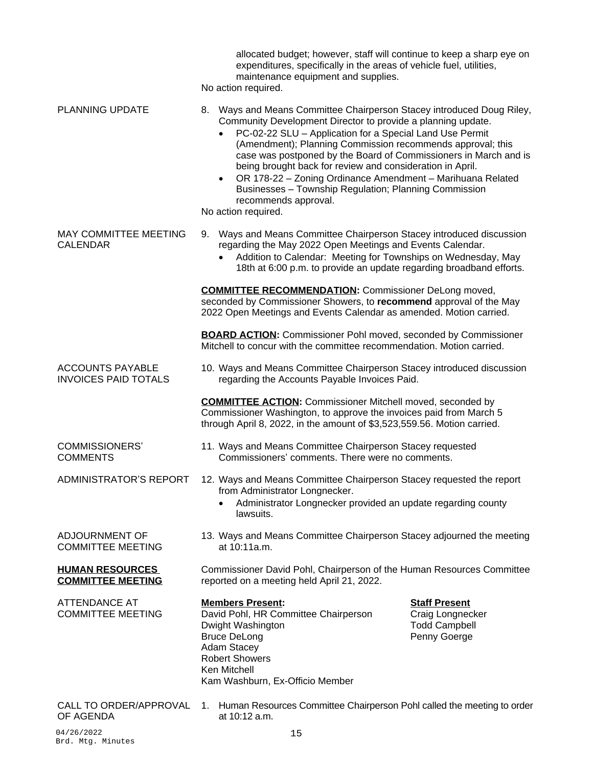allocated budget; however, staff will continue to keep a sharp eye on expenditures, specifically in the areas of vehicle fuel, utilities, maintenance equipment and supplies.

No action required.

PLANNING UPDATE

8. Ways and Means Committee Chairperson Stacey introduced Doug Riley, Community Development Director to provide a planning update.
   - PC-02-22 SLU – Application for a Special Land Use Permit (Amendment); Planning Commission recommends approval; this case was postponed by the Board of Commissioners in March and is being brought back for review and consideration in April.
   - OR 178-22 – Zoning Ordinance Amendment – Marihuana Related Businesses – Township Regulation; Planning Commission recommends approval.

No action required.

MAY COMMITTEE MEETING CALENDAR

9. Ways and Means Committee Chairperson Stacey introduced discussion regarding the May 2022 Open Meetings and Events Calendar.
   - Addition to Calendar: Meeting for Townships on Wednesday, May 18th at 6:00 p.m. to provide an update regarding broadband efforts.

**COMMITTEE RECOMMENDATION:** Commissioner DeLong moved, seconded by Commissioner Showers, to **recommend** approval of the May 2022 Open Meetings and Events Calendar as amended. Motion carried.

**BOARD ACTION:** Commissioner Pohl moved, seconded by Commissioner Mitchell to concur with the committee recommendation. Motion carried.

ACCOUNTS PAYABLE INVOICES PAID TOTALS

10. Ways and Means Committee Chairperson Stacey introduced discussion regarding the Accounts Payable Invoices Paid.

**COMMITTEE ACTION:** Commissioner Mitchell moved, seconded by Commissioner Washington, to approve the invoices paid from March 5 through April 8, 2022, in the amount of $3,523,559.56. Motion carried.

COMMISSIONERS' COMMENTS

11. Ways and Means Committee Chairperson Stacey requested Commissioners' comments. There were no comments.

ADMINISTRATOR'S REPORT

12. Ways and Means Committee Chairperson Stacey requested the report from Administrator Longnecker.
    - Administrator Longnecker provided an update regarding county lawsuits.

ADJOURNMENT OF COMMITTEE MEETING

13. Ways and Means Committee Chairperson Stacey adjourned the meeting at 10:11a.m.

## HUMAN RESOURCES COMMITTEE MEETING

Commissioner David Pohl, Chairperson of the Human Resources Committee reported on a meeting held April 21, 2022.

ATTENDANCE AT COMMITTEE MEETING

**Members Present:**
David Pohl, HR Committee Chairperson
Dwight Washington
Bruce DeLong
Adam Stacey
Robert Showers
Ken Mitchell
Kam Washburn, Ex-Officio Member

**Staff Present**
Craig Longnecker
Todd Campbell
Penny Goerge

CALL TO ORDER/APPROVAL OF AGENDA

1. Human Resources Committee Chairperson Pohl called the meeting to order at 10:12 a.m.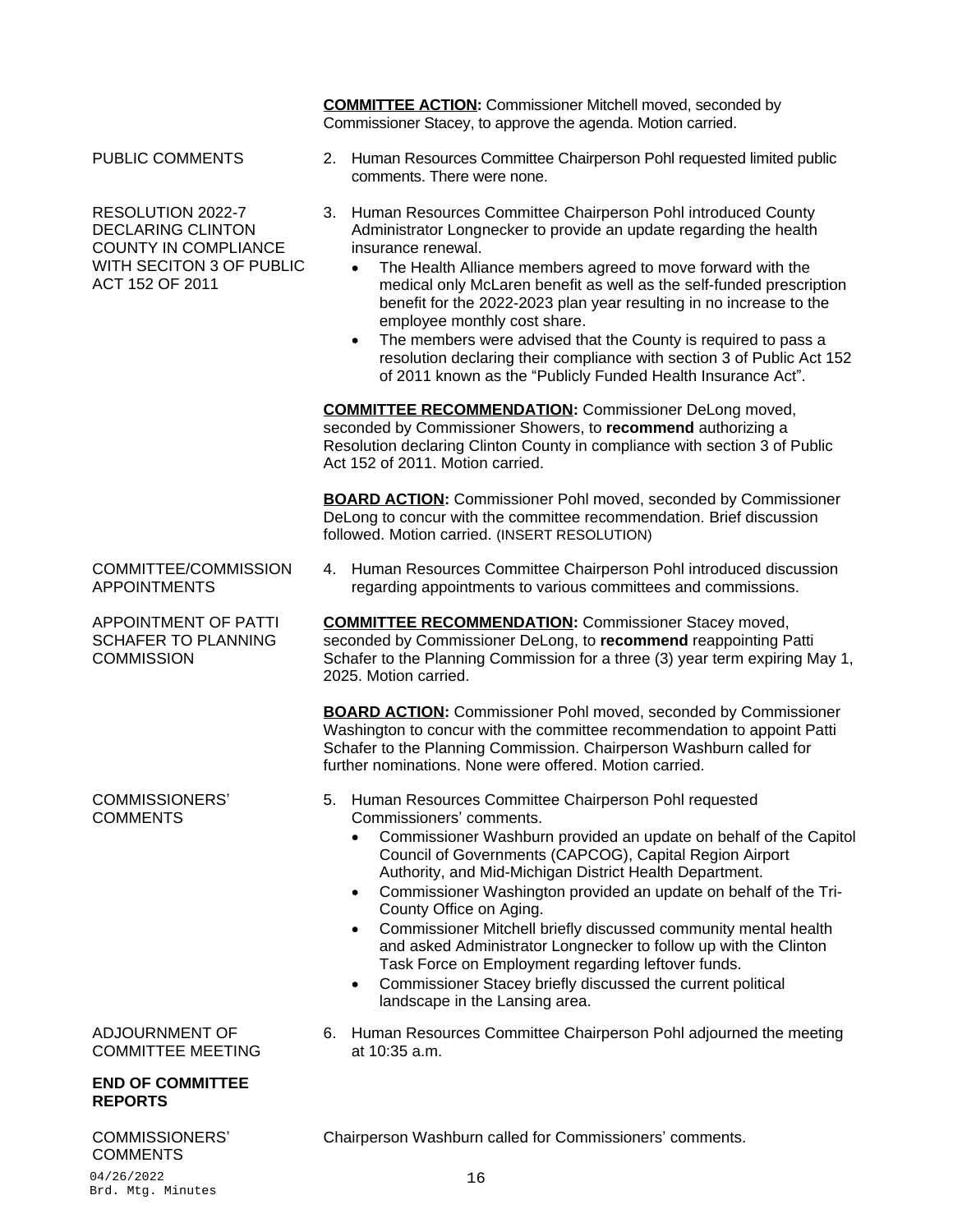**COMMITTEE ACTION:** Commissioner Mitchell moved, seconded by Commissioner Stacey, to approve the agenda. Motion carried.

PUBLIC COMMENTS

2. Human Resources Committee Chairperson Pohl requested limited public comments. There were none.

RESOLUTION 2022-7 DECLARING CLINTON COUNTY IN COMPLIANCE WITH SECITON 3 OF PUBLIC ACT 152 OF 2011

3. Human Resources Committee Chairperson Pohl introduced County Administrator Longnecker to provide an update regarding the health insurance renewal.
   - The Health Alliance members agreed to move forward with the medical only McLaren benefit as well as the self-funded prescription benefit for the 2022-2023 plan year resulting in no increase to the employee monthly cost share.
   - The members were advised that the County is required to pass a resolution declaring their compliance with section 3 of Public Act 152 of 2011 known as the "Publicly Funded Health Insurance Act".

**COMMITTEE RECOMMENDATION:** Commissioner DeLong moved, seconded by Commissioner Showers, to **recommend** authorizing a Resolution declaring Clinton County in compliance with section 3 of Public Act 152 of 2011. Motion carried.

**BOARD ACTION:** Commissioner Pohl moved, seconded by Commissioner DeLong to concur with the committee recommendation. Brief discussion followed. Motion carried. (INSERT RESOLUTION)

COMMITTEE/COMMISSION APPOINTMENTS

4. Human Resources Committee Chairperson Pohl introduced discussion regarding appointments to various committees and commissions.

APPOINTMENT OF PATTI SCHAFER TO PLANNING COMMISSION

**COMMITTEE RECOMMENDATION:** Commissioner Stacey moved, seconded by Commissioner DeLong, to **recommend** reappointing Patti Schafer to the Planning Commission for a three (3) year term expiring May 1, 2025. Motion carried.

**BOARD ACTION:** Commissioner Pohl moved, seconded by Commissioner Washington to concur with the committee recommendation to appoint Patti Schafer to the Planning Commission. Chairperson Washburn called for further nominations. None were offered. Motion carried.

COMMISSIONERS' COMMENTS

5. Human Resources Committee Chairperson Pohl requested Commissioners' comments.
   - Commissioner Washburn provided an update on behalf of the Capitol Council of Governments (CAPCOG), Capital Region Airport Authority, and Mid-Michigan District Health Department.
   - Commissioner Washington provided an update on behalf of the Tri-County Office on Aging.
   - Commissioner Mitchell briefly discussed community mental health and asked Administrator Longnecker to follow up with the Clinton Task Force on Employment regarding leftover funds.
   - Commissioner Stacey briefly discussed the current political landscape in the Lansing area.

ADJOURNMENT OF COMMITTEE MEETING

6. Human Resources Committee Chairperson Pohl adjourned the meeting at 10:35 a.m.

**END OF COMMITTEE REPORTS**

COMMISSIONERS' COMMENTS

Chairperson Washburn called for Commissioners' comments.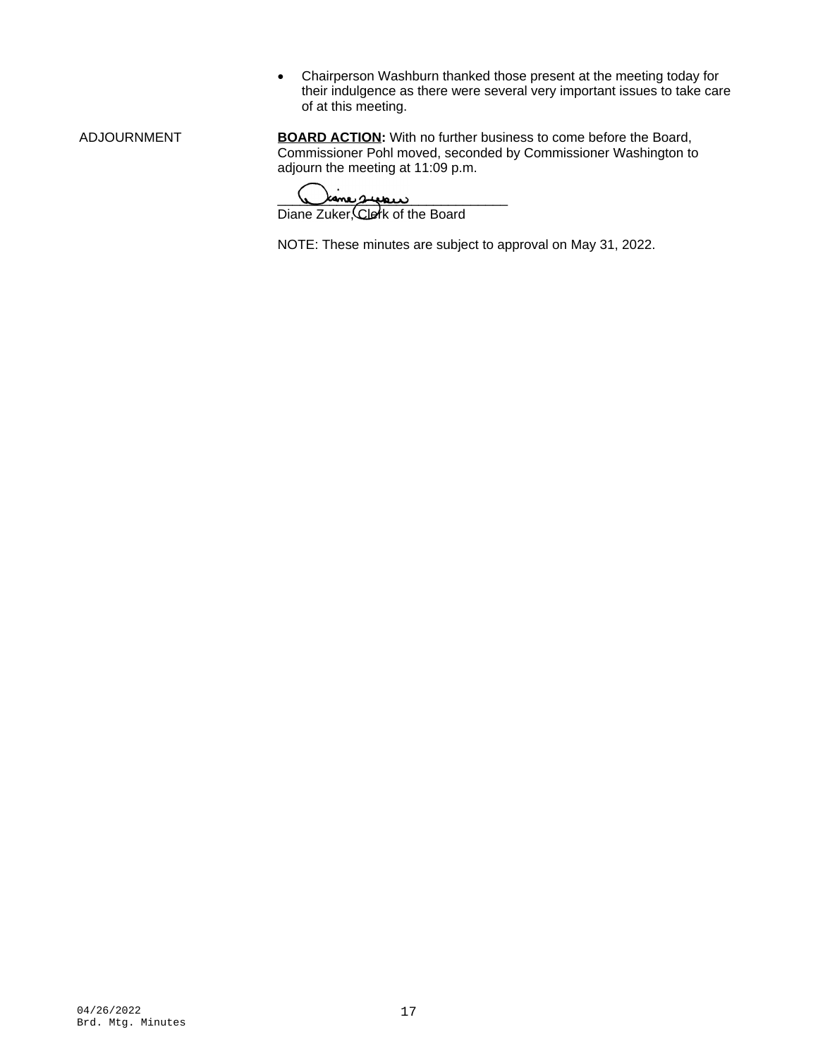- Chairperson Washburn thanked those present at the meeting today for their indulgence as there were several very important issues to take care of at this meeting.

ADJOURNMENT

**BOARD ACTION:** With no further business to come before the Board, Commissioner Pohl moved, seconded by Commissioner Washington to adjourn the meeting at 11:09 p.m.

\_\_\_\_\_\_\_\_\_\_\_\_\_\_\_\_\_\_\_\_\_\_\_\_\_\_\_\_\_\_\_\_
Diane Zuker, Clerk of the Board

NOTE: These minutes are subject to approval on May 31, 2022.